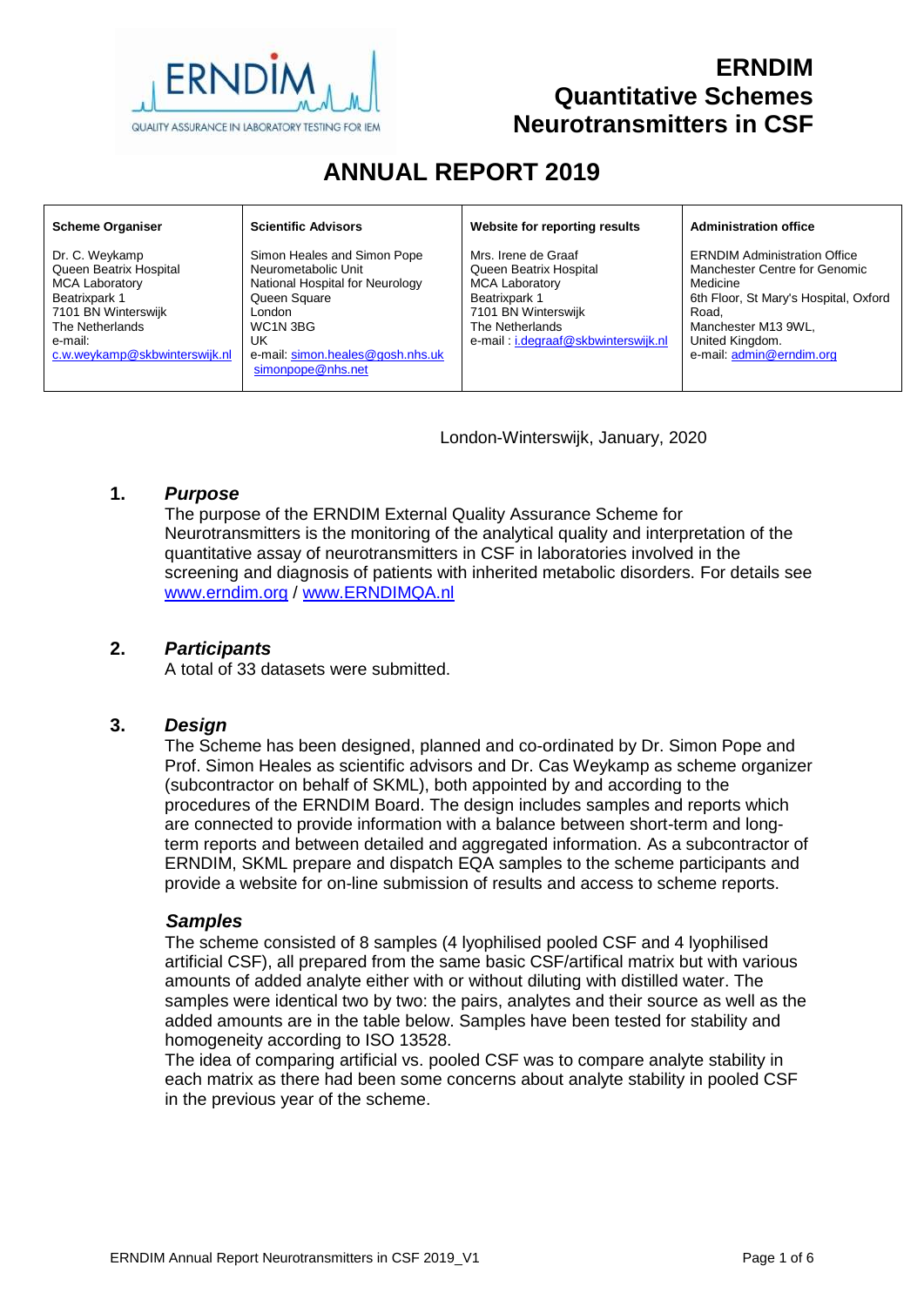# ERNDIM Quantitative Schemes Neurotransmitters in CSF

# ANNUAL REPORT 2019

| Scheme Organiser | Scientific Advisors | Website for reporting results | Administration office |
| --- | --- | --- | --- |
| Dr. C. Weykamp<br>Queen Beatrix Hospital<br>MCA Laboratory<br>Beatrixpark 1<br>7101 BN Winterswijk<br>The Netherlands<br>e-mail:<br>c.w.weykamp@skbwinterswijk.nl | Simon Heales and Simon Pope<br>Neurometabolic Unit<br>National Hospital for Neurology<br>Queen Square<br>London<br>WC1N 3BG<br>UK<br>e-mail: simon.heales@gosh.nhs.uk<br>simonpope@nhs.net | Mrs. Irene de Graaf<br>Queen Beatrix Hospital<br>MCA Laboratory<br>Beatrixpark 1<br>7101 BN Winterswijk<br>The Netherlands<br>e-mail : i.degraaf@skbwinterswijk.nl | ERNDIM Administration Office<br>Manchester Centre for Genomic Medicine<br>6th Floor, St Mary's Hospital, Oxford Road,<br>Manchester M13 9WL,<br>United Kingdom.<br>e-mail: admin@erndim.org |

London-Winterswijk, January, 2020

## 1. *Purpose*

The purpose of the ERNDIM External Quality Assurance Scheme for Neurotransmitters is the monitoring of the analytical quality and interpretation of the quantitative assay of neurotransmitters in CSF in laboratories involved in the screening and diagnosis of patients with inherited metabolic disorders. For details see www.erndim.org / www.ERNDIMQA.nl

## 2. *Participants*

A total of 33 datasets were submitted.

## 3. *Design*

The Scheme has been designed, planned and co-ordinated by Dr. Simon Pope and Prof. Simon Heales as scientific advisors and Dr. Cas Weykamp as scheme organizer (subcontractor on behalf of SKML), both appointed by and according to the procedures of the ERNDIM Board. The design includes samples and reports which are connected to provide information with a balance between short-term and long-term reports and between detailed and aggregated information. As a subcontractor of ERNDIM, SKML prepare and dispatch EQA samples to the scheme participants and provide a website for on-line submission of results and access to scheme reports.

### *Samples*

The scheme consisted of 8 samples (4 lyophilised pooled CSF and 4 lyophilised artificial CSF), all prepared from the same basic CSF/artifical matrix but with various amounts of added analyte either with or without diluting with distilled water. The samples were identical two by two: the pairs, analytes and their source as well as the added amounts are in the table below. Samples have been tested for stability and homogeneity according to ISO 13528.

The idea of comparing artificial vs. pooled CSF was to compare analyte stability in each matrix as there had been some concerns about analyte stability in pooled CSF in the previous year of the scheme.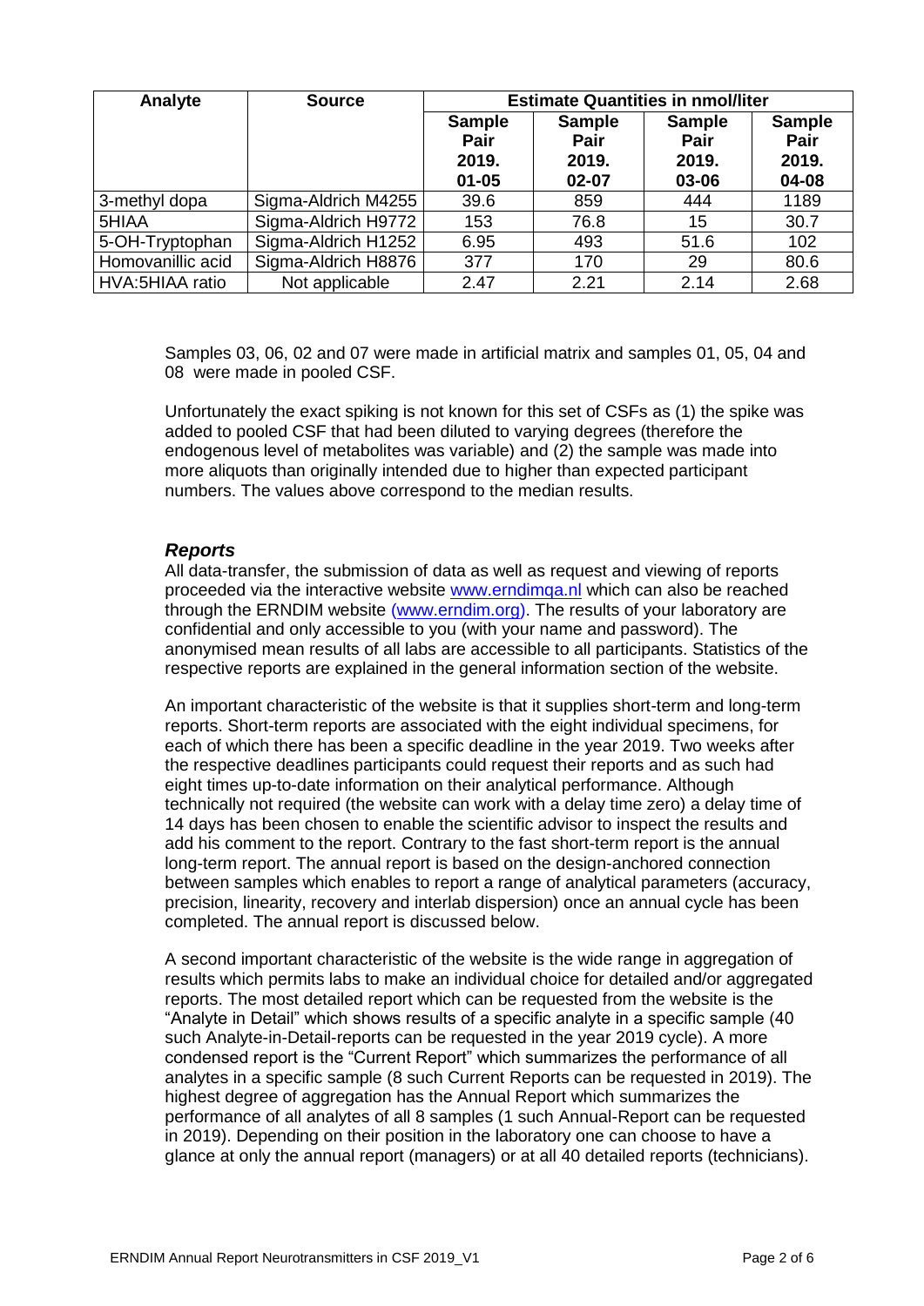| Analyte | Source | Estimate Quantities in nmol/liter | | | |
|---|---|---|---|---|---|
| | | Sample Pair 2019. 01-05 | Sample Pair 2019. 02-07 | Sample Pair 2019. 03-06 | Sample Pair 2019. 04-08 |
| 3-methyl dopa | Sigma-Aldrich M4255 | 39.6 | 859 | 444 | 1189 |
| 5HIAA | Sigma-Aldrich H9772 | 153 | 76.8 | 15 | 30.7 |
| 5-OH-Tryptophan | Sigma-Aldrich H1252 | 6.95 | 493 | 51.6 | 102 |
| Homovanillic acid | Sigma-Aldrich H8876 | 377 | 170 | 29 | 80.6 |
| HVA:5HIAA ratio | Not applicable | 2.47 | 2.21 | 2.14 | 2.68 |

Samples 03, 06, 02 and 07 were made in artificial matrix and samples 01, 05, 04 and 08 were made in pooled CSF.

Unfortunately the exact spiking is not known for this set of CSFs as (1) the spike was added to pooled CSF that had been diluted to varying degrees (therefore the endogenous level of metabolites was variable) and (2) the sample was made into more aliquots than originally intended due to higher than expected participant numbers. The values above correspond to the median results.

### *Reports*

All data-transfer, the submission of data as well as request and viewing of reports proceeded via the interactive website www.erndimqa.nl which can also be reached through the ERNDIM website (www.erndim.org). The results of your laboratory are confidential and only accessible to you (with your name and password). The anonymised mean results of all labs are accessible to all participants. Statistics of the respective reports are explained in the general information section of the website.

An important characteristic of the website is that it supplies short-term and long-term reports. Short-term reports are associated with the eight individual specimens, for each of which there has been a specific deadline in the year 2019. Two weeks after the respective deadlines participants could request their reports and as such had eight times up-to-date information on their analytical performance. Although technically not required (the website can work with a delay time zero) a delay time of 14 days has been chosen to enable the scientific advisor to inspect the results and add his comment to the report. Contrary to the fast short-term report is the annual long-term report. The annual report is based on the design-anchored connection between samples which enables to report a range of analytical parameters (accuracy, precision, linearity, recovery and interlab dispersion) once an annual cycle has been completed. The annual report is discussed below.

A second important characteristic of the website is the wide range in aggregation of results which permits labs to make an individual choice for detailed and/or aggregated reports. The most detailed report which can be requested from the website is the "Analyte in Detail" which shows results of a specific analyte in a specific sample (40 such Analyte-in-Detail-reports can be requested in the year 2019 cycle). A more condensed report is the "Current Report" which summarizes the performance of all analytes in a specific sample (8 such Current Reports can be requested in 2019). The highest degree of aggregation has the Annual Report which summarizes the performance of all analytes of all 8 samples (1 such Annual-Report can be requested in 2019). Depending on their position in the laboratory one can choose to have a glance at only the annual report (managers) or at all 40 detailed reports (technicians).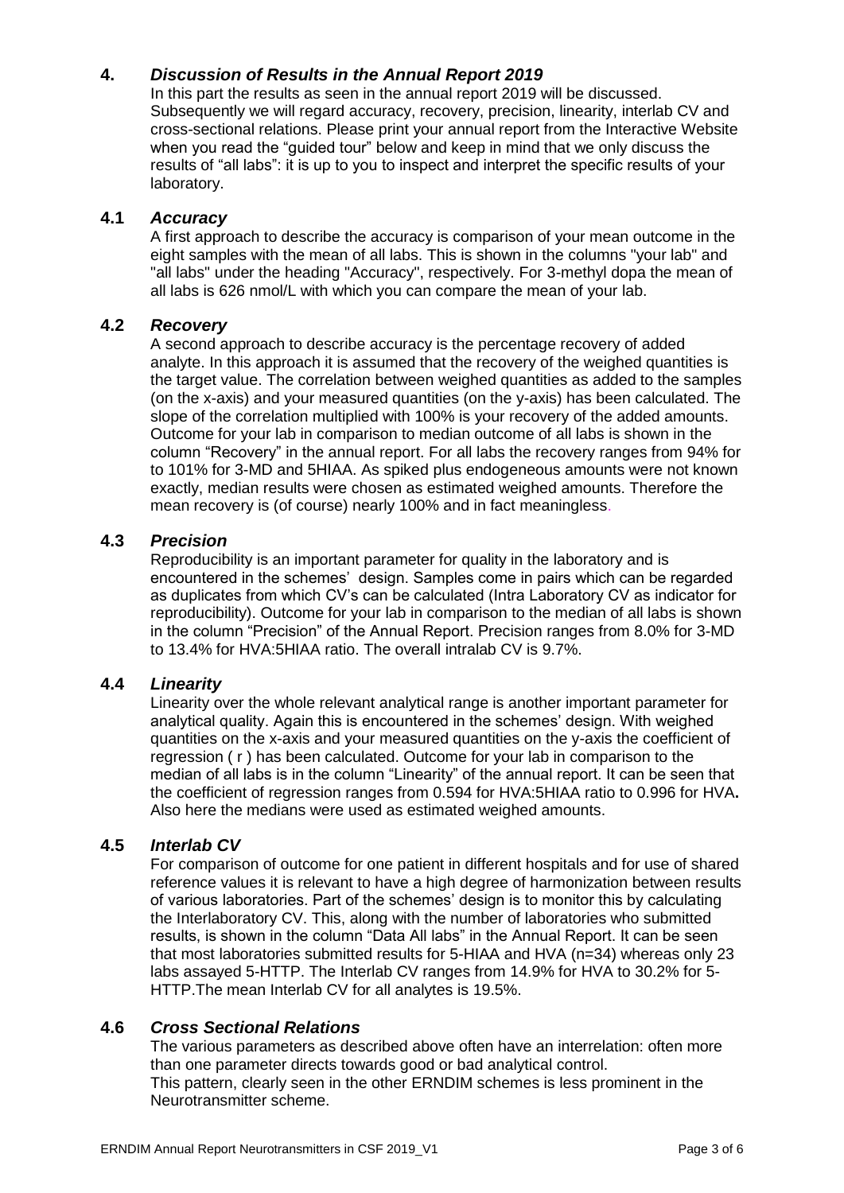## 4. *Discussion of Results in the Annual Report 2019*

In this part the results as seen in the annual report 2019 will be discussed. Subsequently we will regard accuracy, recovery, precision, linearity, interlab CV and cross-sectional relations. Please print your annual report from the Interactive Website when you read the "guided tour" below and keep in mind that we only discuss the results of "all labs": it is up to you to inspect and interpret the specific results of your laboratory.

### 4.1 *Accuracy*

A first approach to describe the accuracy is comparison of your mean outcome in the eight samples with the mean of all labs. This is shown in the columns "your lab" and "all labs" under the heading "Accuracy", respectively. For 3-methyl dopa the mean of all labs is 626 nmol/L with which you can compare the mean of your lab.

### 4.2 *Recovery*

A second approach to describe accuracy is the percentage recovery of added analyte. In this approach it is assumed that the recovery of the weighed quantities is the target value. The correlation between weighed quantities as added to the samples (on the x-axis) and your measured quantities (on the y-axis) has been calculated. The slope of the correlation multiplied with 100% is your recovery of the added amounts. Outcome for your lab in comparison to median outcome of all labs is shown in the column "Recovery" in the annual report. For all labs the recovery ranges from 94% for to 101% for 3-MD and 5HIAA. As spiked plus endogeneous amounts were not known exactly, median results were chosen as estimated weighed amounts. Therefore the mean recovery is (of course) nearly 100% and in fact meaningless.

### 4.3 *Precision*

Reproducibility is an important parameter for quality in the laboratory and is encountered in the schemes' design. Samples come in pairs which can be regarded as duplicates from which CV's can be calculated (Intra Laboratory CV as indicator for reproducibility). Outcome for your lab in comparison to the median of all labs is shown in the column "Precision" of the Annual Report. Precision ranges from 8.0% for 3-MD to 13.4% for HVA:5HIAA ratio. The overall intralab CV is 9.7%.

### 4.4 *Linearity*

Linearity over the whole relevant analytical range is another important parameter for analytical quality. Again this is encountered in the schemes' design. With weighed quantities on the x-axis and your measured quantities on the y-axis the coefficient of regression ( r ) has been calculated. Outcome for your lab in comparison to the median of all labs is in the column "Linearity" of the annual report. It can be seen that the coefficient of regression ranges from 0.594 for HVA:5HIAA ratio to 0.996 for HVA**.** Also here the medians were used as estimated weighed amounts.

### 4.5 *Interlab CV*

For comparison of outcome for one patient in different hospitals and for use of shared reference values it is relevant to have a high degree of harmonization between results of various laboratories. Part of the schemes' design is to monitor this by calculating the Interlaboratory CV. This, along with the number of laboratories who submitted results, is shown in the column "Data All labs" in the Annual Report. It can be seen that most laboratories submitted results for 5-HIAA and HVA (n=34) whereas only 23 labs assayed 5-HTTP. The Interlab CV ranges from 14.9% for HVA to 30.2% for 5-HTTP.The mean Interlab CV for all analytes is 19.5%.

### 4.6 *Cross Sectional Relations*

The various parameters as described above often have an interrelation: often more than one parameter directs towards good or bad analytical control.
This pattern, clearly seen in the other ERNDIM schemes is less prominent in the Neurotransmitter scheme.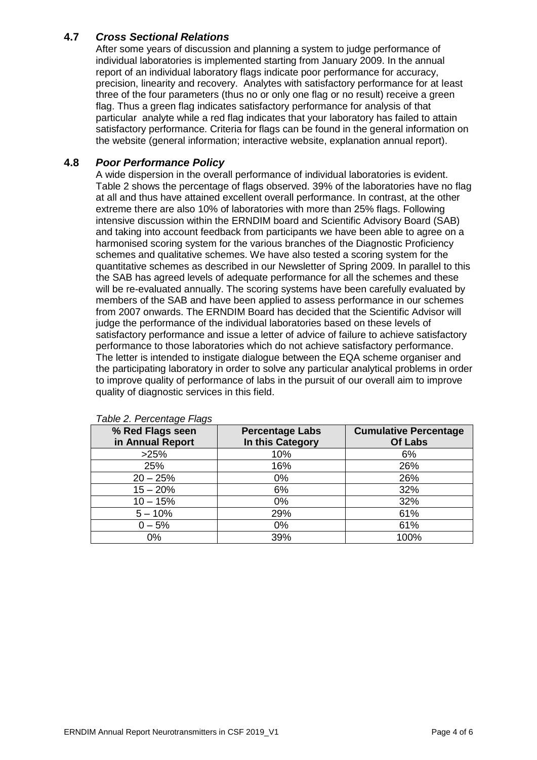## 4.7 *Cross Sectional Relations*

After some years of discussion and planning a system to judge performance of individual laboratories is implemented starting from January 2009. In the annual report of an individual laboratory flags indicate poor performance for accuracy, precision, linearity and recovery. Analytes with satisfactory performance for at least three of the four parameters (thus no or only one flag or no result) receive a green flag. Thus a green flag indicates satisfactory performance for analysis of that particular analyte while a red flag indicates that your laboratory has failed to attain satisfactory performance. Criteria for flags can be found in the general information on the website (general information; interactive website, explanation annual report).

## 4.8 *Poor Performance Policy*

A wide dispersion in the overall performance of individual laboratories is evident. Table 2 shows the percentage of flags observed. 39% of the laboratories have no flag at all and thus have attained excellent overall performance. In contrast, at the other extreme there are also 10% of laboratories with more than 25% flags. Following intensive discussion within the ERNDIM board and Scientific Advisory Board (SAB) and taking into account feedback from participants we have been able to agree on a harmonised scoring system for the various branches of the Diagnostic Proficiency schemes and qualitative schemes. We have also tested a scoring system for the quantitative schemes as described in our Newsletter of Spring 2009. In parallel to this the SAB has agreed levels of adequate performance for all the schemes and these will be re-evaluated annually. The scoring systems have been carefully evaluated by members of the SAB and have been applied to assess performance in our schemes from 2007 onwards. The ERNDIM Board has decided that the Scientific Advisor will judge the performance of the individual laboratories based on these levels of satisfactory performance and issue a letter of advice of failure to achieve satisfactory performance to those laboratories which do not achieve satisfactory performance. The letter is intended to instigate dialogue between the EQA scheme organiser and the participating laboratory in order to solve any particular analytical problems in order to improve quality of performance of labs in the pursuit of our overall aim to improve quality of diagnostic services in this field.

*Table 2. Percentage Flags*

| % Red Flags seen in Annual Report | Percentage Labs In this Category | Cumulative Percentage Of Labs |
|---|---|---|
| >25% | 10% | 6% |
| 25% | 16% | 26% |
| 20 – 25% | 0% | 26% |
| 15 – 20% | 6% | 32% |
| 10 – 15% | 0% | 32% |
| 5 – 10% | 29% | 61% |
| 0 – 5% | 0% | 61% |
| 0% | 39% | 100% |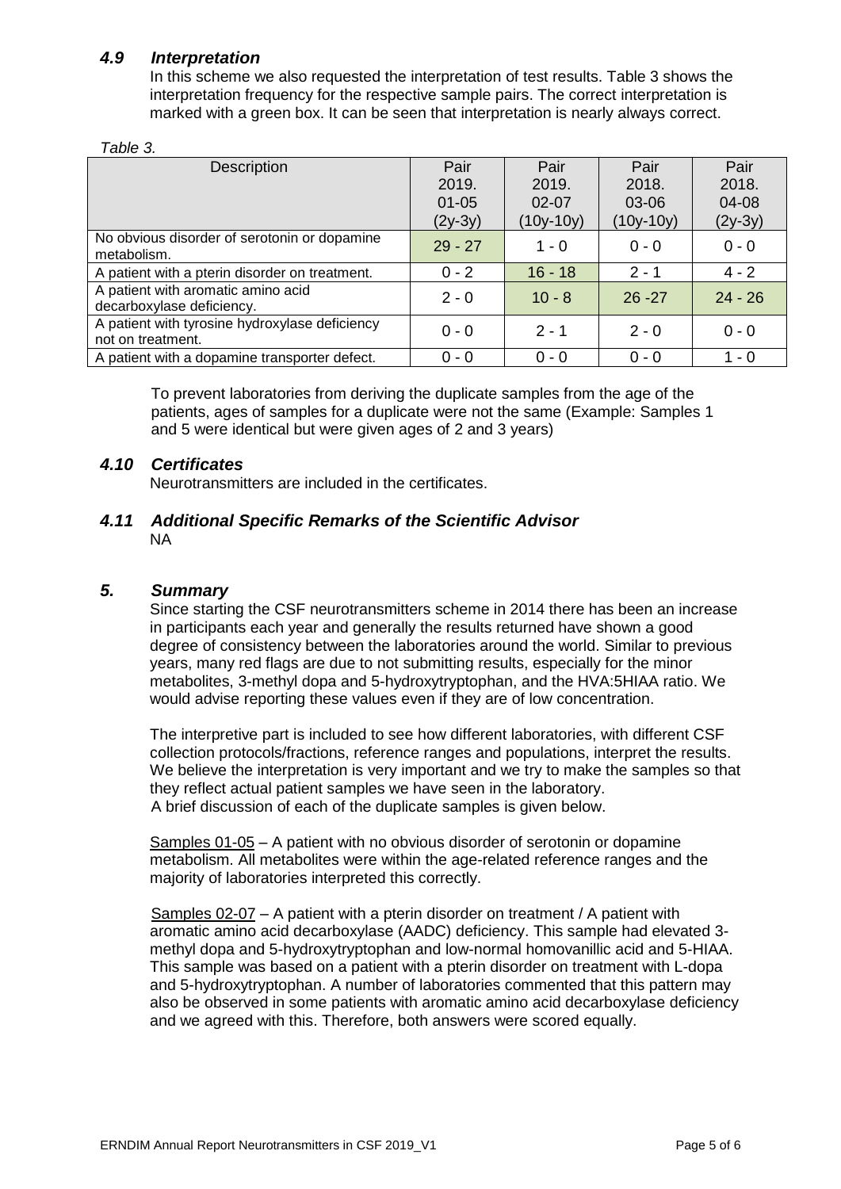### *4.9 Interpretation*

In this scheme we also requested the interpretation of test results. Table 3 shows the interpretation frequency for the respective sample pairs. The correct interpretation is marked with a green box. It can be seen that interpretation is nearly always correct.

*Table 3.*

| Description | Pair 2019. 01-05 (2y-3y) | Pair 2019. 02-07 (10y-10y) | Pair 2018. 03-06 (10y-10y) | Pair 2018. 04-08 (2y-3y) |
|---|---|---|---|---|
| No obvious disorder of serotonin or dopamine metabolism. | 29 - 27 | 1 - 0 | 0 - 0 | 0 - 0 |
| A patient with a pterin disorder on treatment. | 0 - 2 | 16 - 18 | 2 - 1 | 4 - 2 |
| A patient with aromatic amino acid decarboxylase deficiency. | 2 - 0 | 10 - 8 | 26 -27 | 24 - 26 |
| A patient with tyrosine hydroxylase deficiency not on treatment. | 0 - 0 | 2 - 1 | 2 - 0 | 0 - 0 |
| A patient with a dopamine transporter defect. | 0 - 0 | 0 - 0 | 0 - 0 | 1 - 0 |

To prevent laboratories from deriving the duplicate samples from the age of the patients, ages of samples for a duplicate were not the same (Example: Samples 1 and 5 were identical but were given ages of 2 and 3 years)

### *4.10 Certificates*

Neurotransmitters are included in the certificates.

### *4.11 Additional Specific Remarks of the Scientific Advisor*

NA

## *5. Summary*

Since starting the CSF neurotransmitters scheme in 2014 there has been an increase in participants each year and generally the results returned have shown a good degree of consistency between the laboratories around the world. Similar to previous years, many red flags are due to not submitting results, especially for the minor metabolites, 3-methyl dopa and 5-hydroxytryptophan, and the HVA:5HIAA ratio. We would advise reporting these values even if they are of low concentration.

The interpretive part is included to see how different laboratories, with different CSF collection protocols/fractions, reference ranges and populations, interpret the results. We believe the interpretation is very important and we try to make the samples so that they reflect actual patient samples we have seen in the laboratory. A brief discussion of each of the duplicate samples is given below.

Samples 01-05 – A patient with no obvious disorder of serotonin or dopamine metabolism. All metabolites were within the age-related reference ranges and the majority of laboratories interpreted this correctly.

Samples 02-07 – A patient with a pterin disorder on treatment / A patient with aromatic amino acid decarboxylase (AADC) deficiency. This sample had elevated 3-methyl dopa and 5-hydroxytryptophan and low-normal homovanillic acid and 5-HIAA. This sample was based on a patient with a pterin disorder on treatment with L-dopa and 5-hydroxytryptophan. A number of laboratories commented that this pattern may also be observed in some patients with aromatic amino acid decarboxylase deficiency and we agreed with this. Therefore, both answers were scored equally.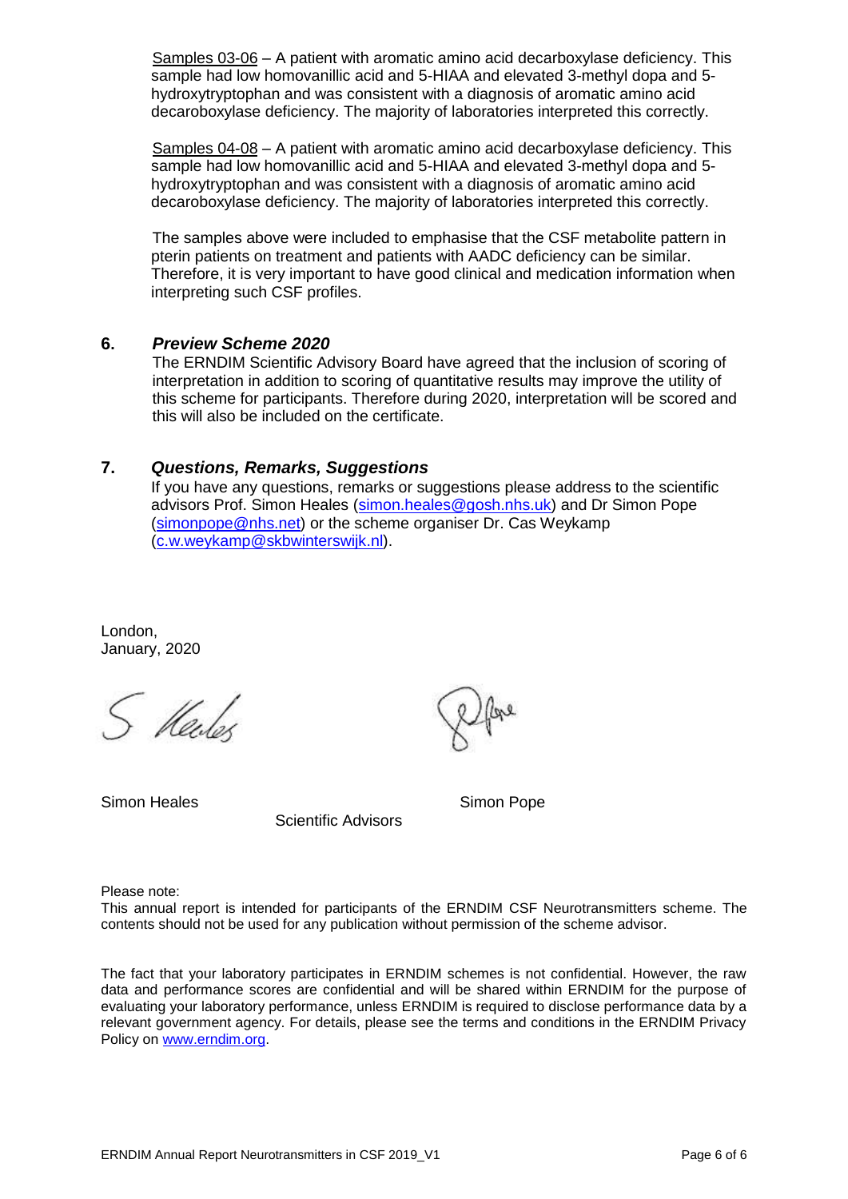Samples 03-06 – A patient with aromatic amino acid decarboxylase deficiency. This sample had low homovanillic acid and 5-HIAA and elevated 3-methyl dopa and 5-hydroxytryptophan and was consistent with a diagnosis of aromatic amino acid decaroboxylase deficiency. The majority of laboratories interpreted this correctly.

Samples 04-08 – A patient with aromatic amino acid decarboxylase deficiency. This sample had low homovanillic acid and 5-HIAA and elevated 3-methyl dopa and 5-hydroxytryptophan and was consistent with a diagnosis of aromatic amino acid decaroboxylase deficiency. The majority of laboratories interpreted this correctly.

The samples above were included to emphasise that the CSF metabolite pattern in pterin patients on treatment and patients with AADC deficiency can be similar. Therefore, it is very important to have good clinical and medication information when interpreting such CSF profiles.

## 6. *Preview Scheme 2020*

The ERNDIM Scientific Advisory Board have agreed that the inclusion of scoring of interpretation in addition to scoring of quantitative results may improve the utility of this scheme for participants. Therefore during 2020, interpretation will be scored and this will also be included on the certificate.

## 7. *Questions, Remarks, Suggestions*

If you have any questions, remarks or suggestions please address to the scientific advisors Prof. Simon Heales (simon.heales@gosh.nhs.uk) and Dr Simon Pope (simonpope@nhs.net) or the scheme organiser Dr. Cas Weykamp (c.w.weykamp@skbwinterswijk.nl).

London,
January, 2020

Simon Heales | Scientific Advisors | Simon Pope

Please note:
This annual report is intended for participants of the ERNDIM CSF Neurotransmitters scheme. The contents should not be used for any publication without permission of the scheme advisor.

The fact that your laboratory participates in ERNDIM schemes is not confidential. However, the raw data and performance scores are confidential and will be shared within ERNDIM for the purpose of evaluating your laboratory performance, unless ERNDIM is required to disclose performance data by a relevant government agency. For details, please see the terms and conditions in the ERNDIM Privacy Policy on www.erndim.org.